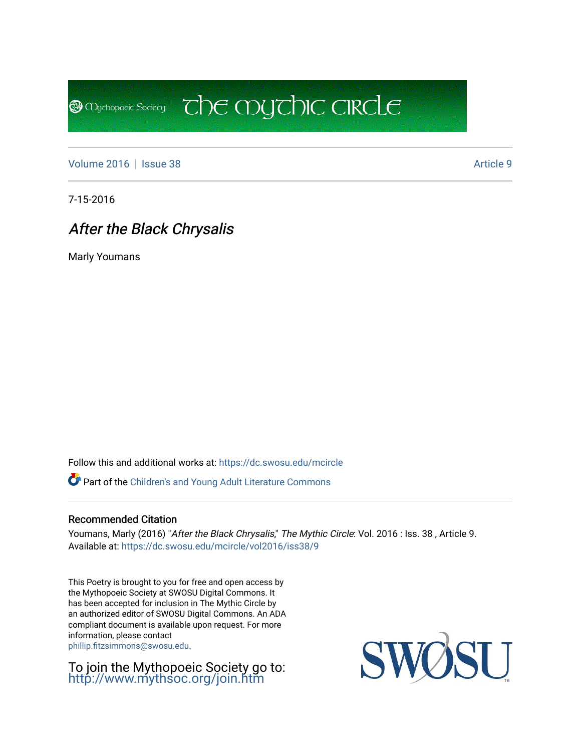Mythopoeic Society **The Mythic Circle**

Volume 2016 | Issue 38 Article 9

7-15-2016

# *After the Black Chrysalis*

Marly Youmans

Follow this and additional works at: https://dc.swosu.edu/mcircle

Part of the Children's and Young Adult Literature Commons

### Recommended Citation

Youmans, Marly (2016) "*After the Black Chrysalis*," *The Mythic Circle*: Vol. 2016 : Iss. 38 , Article 9.
Available at: https://dc.swosu.edu/mcircle/vol2016/iss38/9

This Poetry is brought to you for free and open access by the Mythopoeic Society at SWOSU Digital Commons. It has been accepted for inclusion in The Mythic Circle by an authorized editor of SWOSU Digital Commons. An ADA compliant document is available upon request. For more information, please contact phillip.fitzsimmons@swosu.edu.

To join the Mythopoeic Society go to: http://www.mythsoc.org/join.htm

SWOSU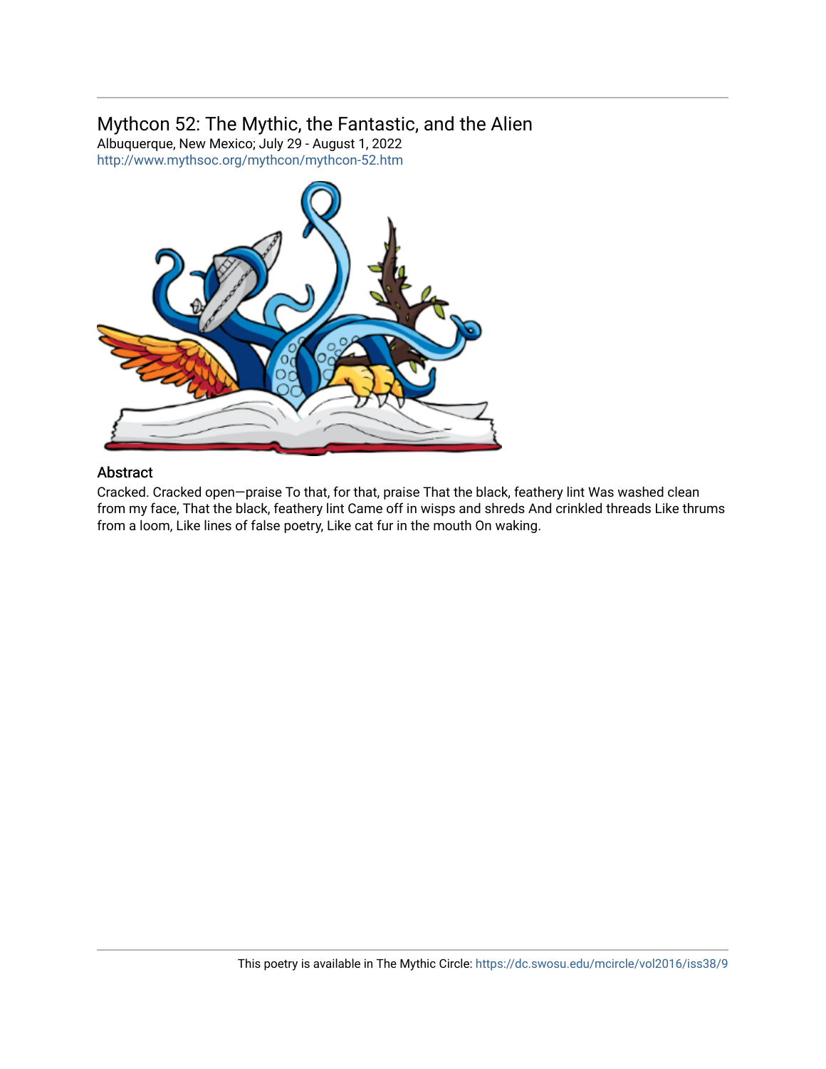## Mythcon 52: The Mythic, the Fantastic, and the Alien

Albuquerque, New Mexico; July 29 - August 1, 2022
http://www.mythsoc.org/mythcon/mythcon-52.htm

### Abstract

Cracked. Cracked open—praise To that, for that, praise That the black, feathery lint Was washed clean from my face, That the black, feathery lint Came off in wisps and shreds And crinkled threads Like thrums from a loom, Like lines of false poetry, Like cat fur in the mouth On waking.

This poetry is available in The Mythic Circle: https://dc.swosu.edu/mcircle/vol2016/iss38/9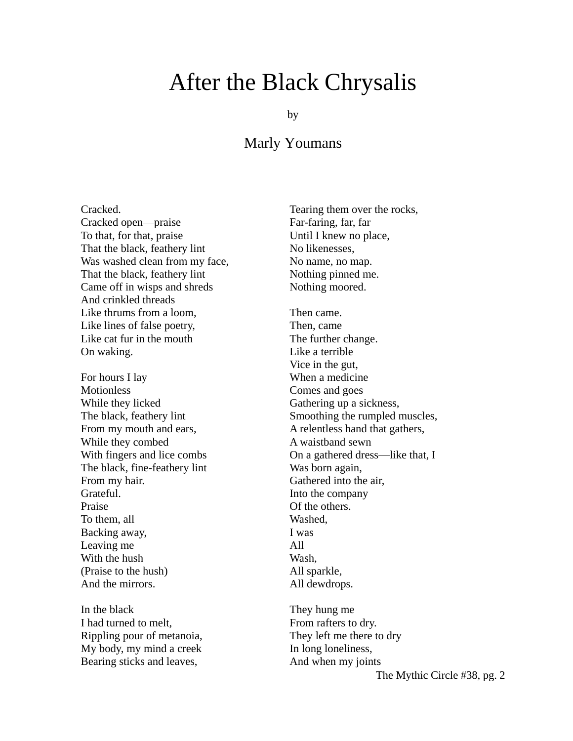# After the Black Chrysalis

by

## Marly Youmans

Cracked.
Cracked open—praise
To that, for that, praise
That the black, feathery lint
Was washed clean from my face,
That the black, feathery lint
Came off in wisps and shreds
And crinkled threads
Like thrums from a loom,
Like lines of false poetry,
Like cat fur in the mouth
On waking.

For hours I lay
Motionless
While they licked
The black, feathery lint
From my mouth and ears,
While they combed
With fingers and lice combs
The black, fine-feathery lint
From my hair.
Grateful.
Praise
To them, all
Backing away,
Leaving me
With the hush
(Praise to the hush)
And the mirrors.

In the black
I had turned to melt,
Rippling pour of metanoia,
My body, my mind a creek
Bearing sticks and leaves,
Tearing them over the rocks,
Far-faring, far, far
Until I knew no place,
No likenesses,
No name, no map.
Nothing pinned me.
Nothing moored.

Then came.
Then, came
The further change.
Like a terrible
Vice in the gut,
When a medicine
Comes and goes
Gathering up a sickness,
Smoothing the rumpled muscles,
A relentless hand that gathers,
A waistband sewn
On a gathered dress—like that, I
Was born again,
Gathered into the air,
Into the company
Of the others.
Washed,
I was
All
Wash,
All sparkle,
All dewdrops.

They hung me
From rafters to dry.
They left me there to dry
In long loneliness,
And when my joints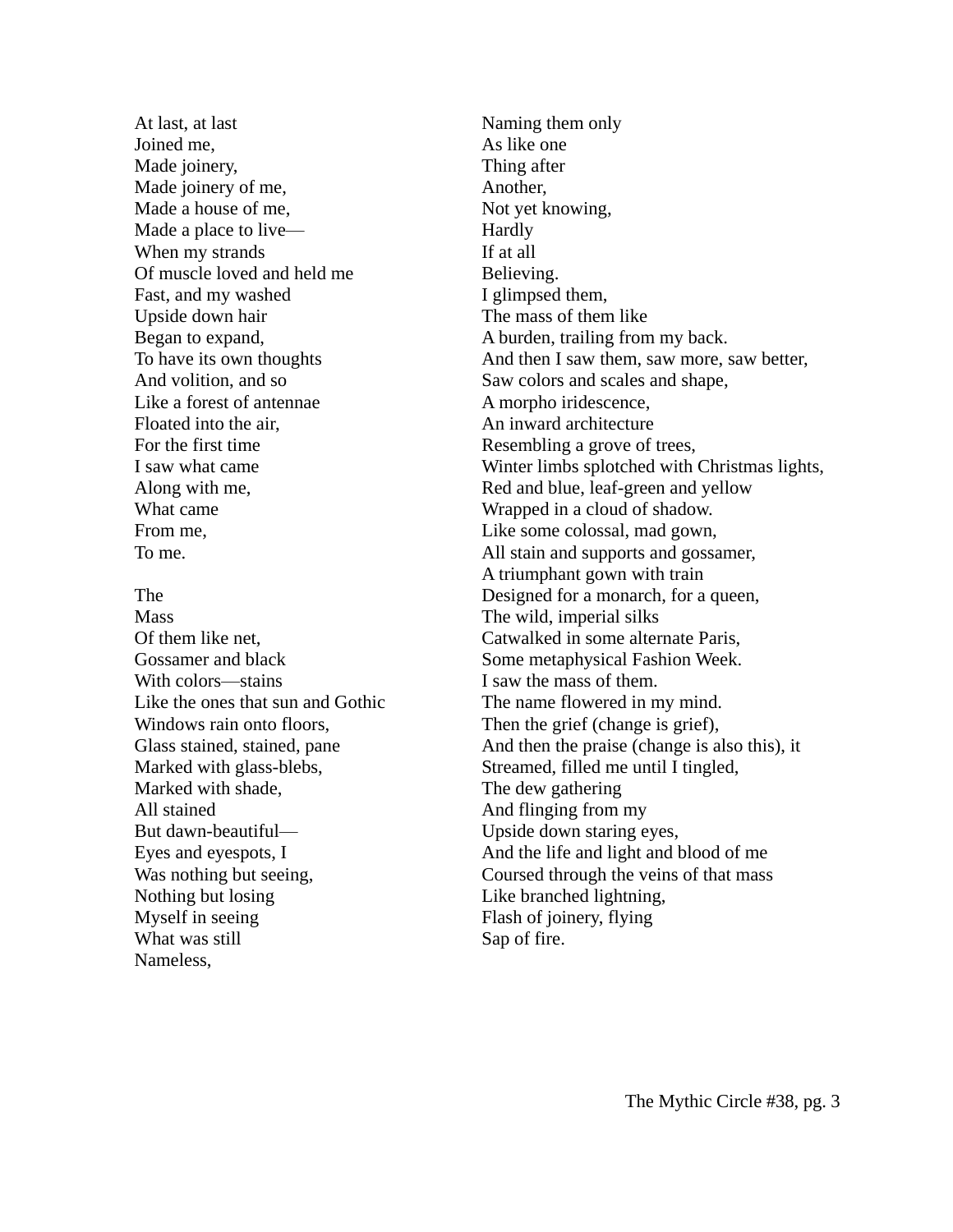At last, at last  
Joined me,  
Made joinery,  
Made joinery of me,  
Made a house of me,  
Made a place to live—  
When my strands  
Of muscle loved and held me  
Fast, and my washed  
Upside down hair  
Began to expand,  
To have its own thoughts  
And volition, and so  
Like a forest of antennae  
Floated into the air,  
For the first time  
I saw what came  
Along with me,  
What came  
From me,  
To me.

The  
Mass  
Of them like net,  
Gossamer and black  
With colors—stains  
Like the ones that sun and Gothic  
Windows rain onto floors,  
Glass stained, stained, pane  
Marked with glass-blebs,  
Marked with shade,  
All stained  
But dawn-beautiful—  
Eyes and eyespots, I  
Was nothing but seeing,  
Nothing but losing  
Myself in seeing  
What was still  
Nameless,  
Naming them only  
As like one  
Thing after  
Another,  
Not yet knowing,  
Hardly  
If at all  
Believing.  
I glimpsed them,  
The mass of them like  
A burden, trailing from my back.  
And then I saw them, saw more, saw better,  
Saw colors and scales and shape,  
A morpho iridescence,  
An inward architecture  
Resembling a grove of trees,  
Winter limbs splotched with Christmas lights,  
Red and blue, leaf-green and yellow  
Wrapped in a cloud of shadow.  
Like some colossal, mad gown,  
All stain and supports and gossamer,  
A triumphant gown with train  
Designed for a monarch, for a queen,  
The wild, imperial silks  
Catwalked in some alternate Paris,  
Some metaphysical Fashion Week.  
I saw the mass of them.  
The name flowered in my mind.  
Then the grief (change is grief),  
And then the praise (change is also this), it  
Streamed, filled me until I tingled,  
The dew gathering  
And flinging from my  
Upside down staring eyes,  
And the life and light and blood of me  
Coursed through the veins of that mass  
Like branched lightning,  
Flash of joinery, flying  
Sap of fire.